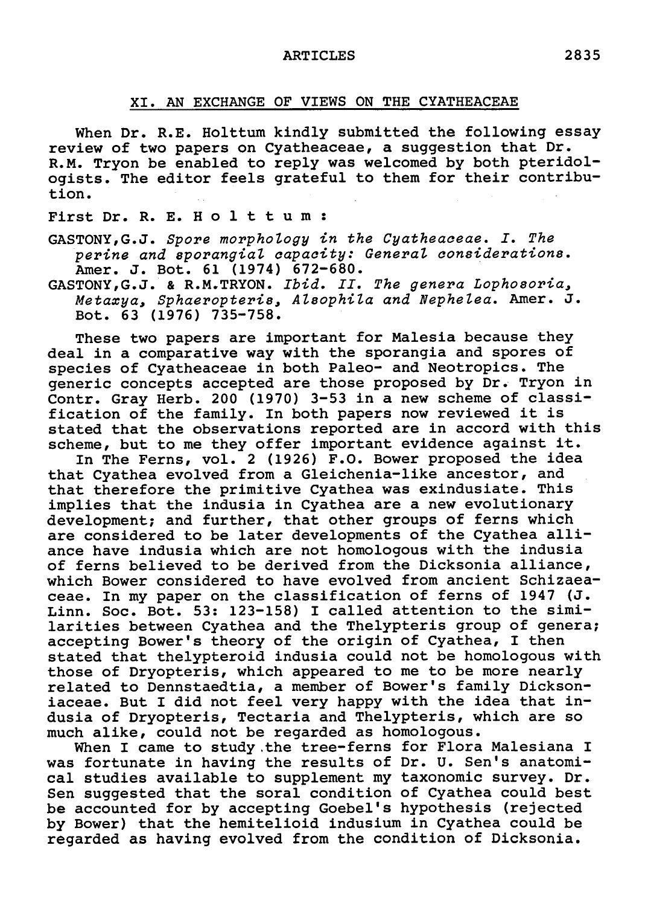## XI. AN EXCHANGE OF VIEWS ON THE CYATHEACEAE

When Dr. R.E. Holttum kindly submitted the following essay review of two papers on Cyatheaceae, a suggestion that Dr. R.M. Tryon be enabled to reply was welcomed by both pteridologists. The editor feels grateful to them for their contribution.

First Dr. R. E. Holttum:

GASTONY, G.J. *Spore morphology in the Cyatheaceae. I. The perine and sporangial capacity: General considerations.* Amer. J. Bot. 61 (1974) 672-680.

GASTONY, G.J. & R.M. TRYON. *Ibid. II. The genera Lophosoria, Metaxya, Sphaeropteris, Alsophila and Nephelea.* Amer. J. Bot. 63 (1976) 735-758.

These two papers are important for Malesia because they deal in a comparative way with the sporangia and spores of species of Cyatheaceae in both Paleo- and Neotropics. The generic concepts accepted are those proposed by Dr. Tryon in Contr. Gray Herb. 200 (1970) 3-53 in a new scheme of classification of the family. In both papers now reviewed it is stated that the observations reported are in accord with this scheme, but to me they offer important evidence against it.

In The Ferns, vol. 2 (1926) F.O. Bower proposed the idea that Cyathea evolved from a Gleichenia-like ancestor, and that therefore the primitive Cyathea was exindusiate. This implies that the indusia in Cyathea are a new evolutionary development; and further, that other groups of ferns which are considered to be later developments of the Cyathea alliance have indusia which are not homologous with the indusia of ferns believed to be derived from the Dicksonia alliance, which Bower considered to have evolved from ancient Schizaeaceae. In my paper on the classification of ferns of 1947 (J. Linn. Soc. Bot. 53: 123-158) I called attention to the similarities between Cyathea and the Thelypteris group of genera; accepting Bower's theory of the origin of Cyathea, I then stated that thelypteroid indusia could not be homologous with those of Dryopteris, which appeared to me to be more nearly related to Dennstaedtia, a member of Bower's family Dicksoniaceae. But I did not feel very happy with the idea that indusia of Dryopteris, Tectaria and Thelypteris, which are so much alike, could not be regarded as homologous.

When I came to study the tree-ferns for Flora Malesiana I was fortunate in having the results of Dr. U. Sen's anatomical studies available to supplement my taxonomic survey. Dr. Sen suggested that the soral condition of Cyathea could best be accounted for by accepting Goebel's hypothesis (rejected by Bower) that the hemitelioid indusium in Cyathea could be regarded as having evolved from the condition of Dicksonia.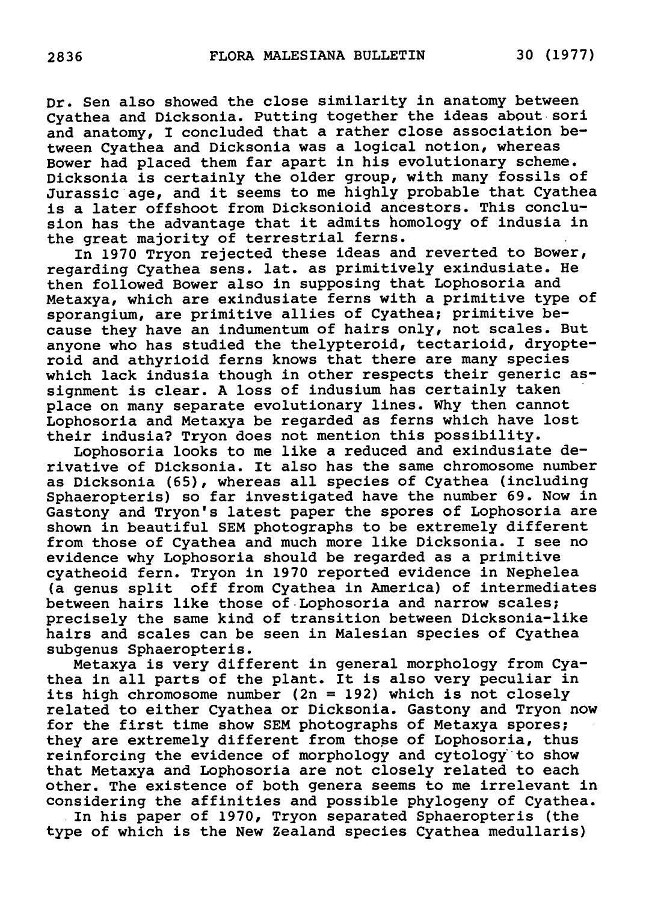Dr. Sen also showed the close similarity in anatomy between Cyathea and Dicksonia. Putting together the ideas about sori and anatomy, I concluded that a rather close association between Cyathea and Dicksonia was a logical notion, whereas Bower had placed them far apart in his evolutionary scheme. Dicksonia is certainly the older group, with many fossils of Jurassic age, and it seems to me highly probable that Cyathea is a later offshoot from Dicksonioid ancestors. This conclusion has the advantage that it admits homology of indusia in the great majority of terrestrial ferns.

In 1970 Tryon rejected these ideas and reverted to Bower, regarding Cyathea sens. lat. as primitively exindusiate. He then followed Bower also in supposing that Lophosoria and Metaxya, which are exindusiate ferns with a primitive type of sporangium, are primitive allies of Cyathea; primitive because they have an indumentum of hairs only, not scales. But anyone who has studied the thelypteroid, tectarioid, dryopteroid and athyrioid ferns knows that there are many species which lack indusia though in other respects their generic assignment is clear. A loss of indusium has certainly taken place on many separate evolutionary lines. Why then cannot Lophosoria and Metaxya be regarded as ferns which have lost their indusia? Tryon does not mention this possibility.

Lophosoria looks to me like a reduced and exindusiate derivative of Dicksonia. It also has the same chromosome number as Dicksonia (65), whereas all species of Cyathea (including Sphaeropteris) so far investigated have the number 69. Now in Gastony and Tryon's latest paper the spores of Lophosoria are shown in beautiful SEM photographs to be extremely different from those of Cyathea and much more like Dicksonia. I see no evidence why Lophosoria should be regarded as a primitive cyatheoid fern. Tryon in 1970 reported evidence in Nephelea (a genus split off from Cyathea in America) of intermediates between hairs like those of Lophosoria and narrow scales; precisely the same kind of transition between Dicksonia-like hairs and scales can be seen in Malesian species of Cyathea subgenus Sphaeropteris.

Metaxya is very different in general morphology from Cyathea in all parts of the plant. It is also very peculiar in its high chromosome number (2n = 192) which is not closely related to either Cyathea or Dicksonia. Gastony and Tryon now for the first time show SEM photographs of Metaxya spores; they are extremely different from those of Lophosoria, thus reinforcing the evidence of morphology and cytology to show that Metaxya and Lophosoria are not closely related to each other. The existence of both genera seems to me irrelevant in considering the affinities and possible phylogeny of Cyathea.

In his paper of 1970, Tryon separated Sphaeropteris (the type of which is the New Zealand species Cyathea medullaris)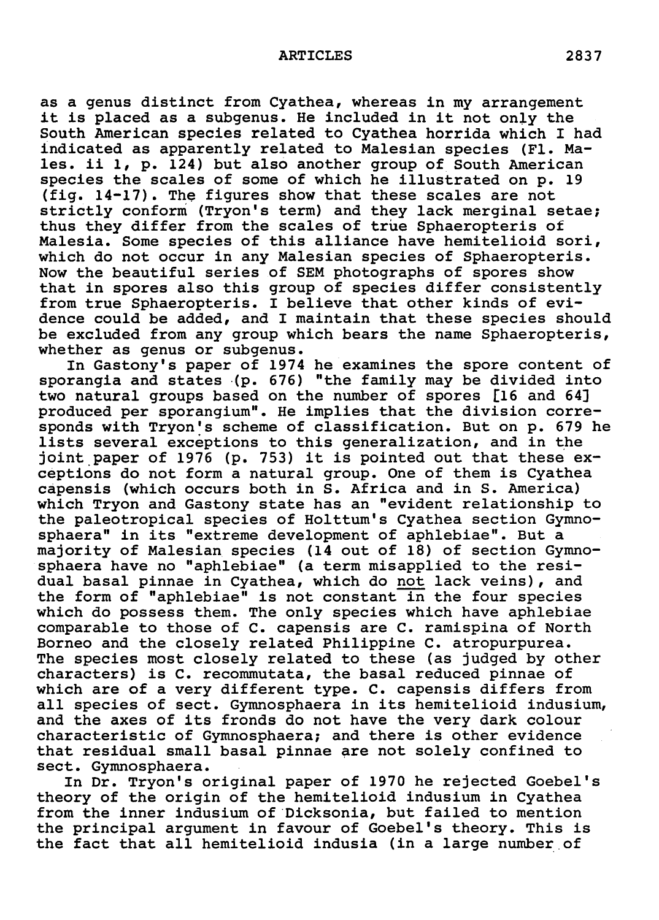as a genus distinct from Cyathea, whereas in my arrangement it is placed as a subgenus. He included in it not only the South American species related to Cyathea horrida which I had indicated as apparently related to Malesian species (Fl. Males. ii 1, p. 124) but also another group of South American species the scales of some of which he illustrated on p. 19 (fig. 14-17). The figures show that these scales are not strictly conform (Tryon's term) and they lack merginal setae; thus they differ from the scales of true Sphaeropteris of Malesia. Some species of this alliance have hemitelioid sori, which do not occur in any Malesian species of Sphaeropteris. Now the beautiful series of SEM photographs of spores show that in spores also this group of species differ consistently from true Sphaeropteris. I believe that other kinds of evidence could be added, and I maintain that these species should be excluded from any group which bears the name Sphaeropteris, whether as genus or subgenus.

In Gastony's paper of 1974 he examines the spore content of sporangia and states (p. 676) "the family may be divided into two natural groups based on the number of spores [16 and 64] produced per sporangium". He implies that the division corresponds with Tryon's scheme of classification. But on p. 679 he lists several exceptions to this generalization, and in the joint paper of 1976 (p. 753) it is pointed out that these exceptions do not form a natural group. One of them is Cyathea capensis (which occurs both in S. Africa and in S. America) which Tryon and Gastony state has an "evident relationship to the paleotropical species of Holttum's Cyathea section Gymnosphaera" in its "extreme development of aphlebiae". But a majority of Malesian species (14 out of 18) of section Gymnosphaera have no "aphlebiae" (a term misapplied to the residual basal pinnae in Cyathea, which do not lack veins), and the form of "aphlebiae" is not constant in the four species which do possess them. The only species which have aphlebiae comparable to those of C. capensis are C. ramispina of North Borneo and the closely related Philippine C. atropurpurea. The species most closely related to these (as judged by other characters) is C. recommutata, the basal reduced pinnae of which are of a very different type. C. capensis differs from all species of sect. Gymnosphaera in its hemitelioid indusium, and the axes of its fronds do not have the very dark colour characteristic of Gymnosphaera; and there is other evidence that residual small basal pinnae are not solely confined to sect. Gymnosphaera.

In Dr. Tryon's original paper of 1970 he rejected Goebel's theory of the origin of the hemitelioid indusium in Cyathea from the inner indusium of Dicksonia, but failed to mention the principal argument in favour of Goebel's theory. This is the fact that all hemitelioid indusia (in a large number of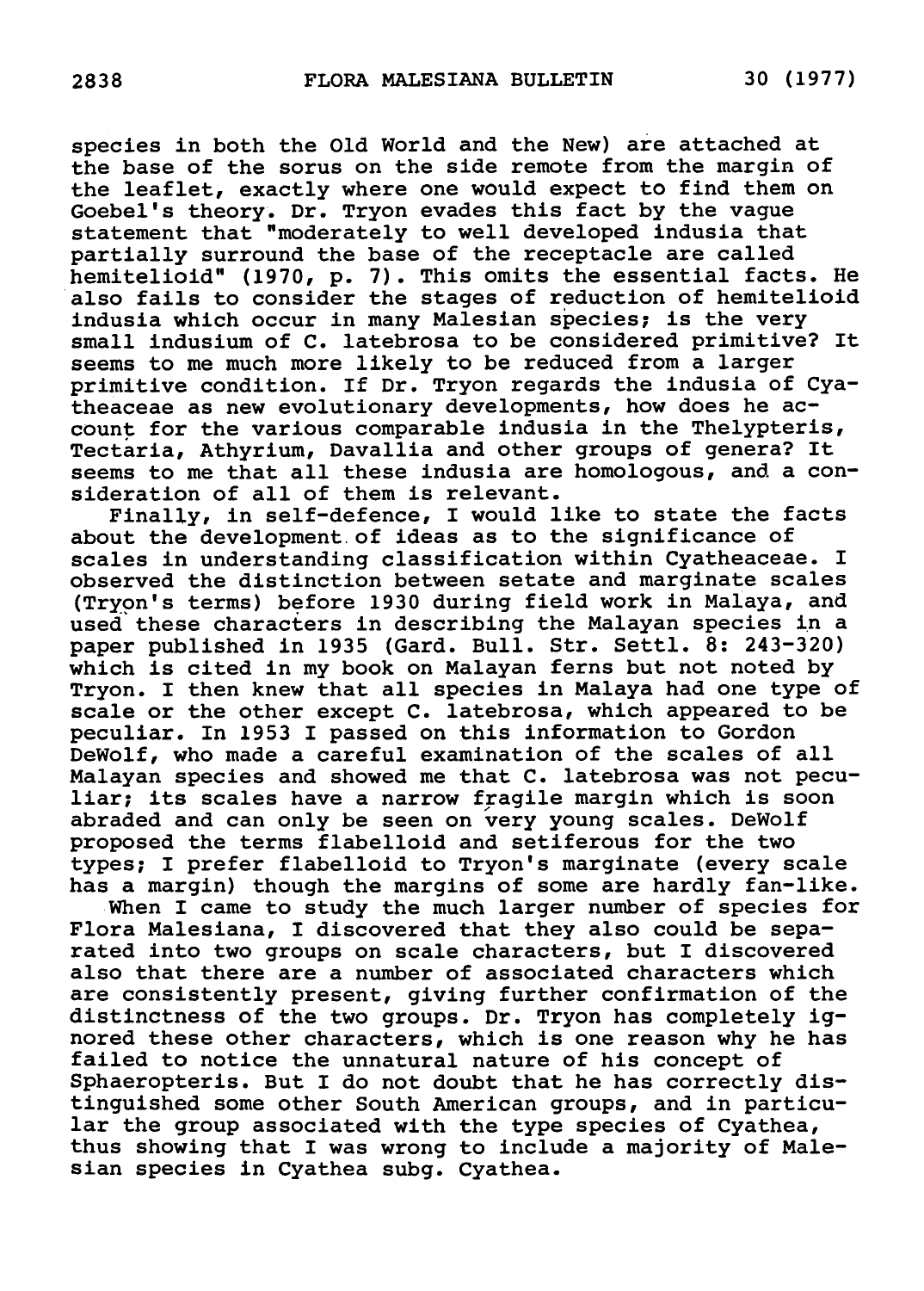species in both the Old World and the New) are attached at the base of the sorus on the side remote from the margin of the leaflet, exactly where one would expect to find them on Goebel's theory. Dr. Tryon evades this fact by the vague statement that "moderately to well developed indusia that partially surround the base of the receptacle are called hemitelioid" (1970, p. 7). This omits the essential facts. He also fails to consider the stages of reduction of hemitelioid indusia which occur in many Malesian species; is the very small indusium of C. latebrosa to be considered primitive? It seems to me much more likely to be reduced from a larger primitive condition. If Dr. Tryon regards the indusia of Cyatheaceae as new evolutionary developments, how does he account for the various comparable indusia in the Thelypteris, Tectaria, Athyrium, Davallia and other groups of genera? It seems to me that all these indusia are homologous, and a consideration of all of them is relevant.

Finally, in self-defence, I would like to state the facts about the development of ideas as to the significance of scales in understanding classification within Cyatheaceae. I observed the distinction between setate and marginate scales (Tryon's terms) before 1930 during field work in Malaya, and used these characters in describing the Malayan species in a paper published in 1935 (Gard. Bull. Str. Settl. 8: 243-320) which is cited in my book on Malayan ferns but not noted by Tryon. I then knew that all species in Malaya had one type of scale or the other except C. latebrosa, which appeared to be peculiar. In 1953 I passed on this information to Gordon DeWolf, who made a careful examination of the scales of all Malayan species and showed me that C. latebrosa was not peculiar; its scales have a narrow fragile margin which is soon abraded and can only be seen on very young scales. DeWolf proposed the terms flabelloid and setiferous for the two types; I prefer flabelloid to Tryon's marginate (every scale has a margin) though the margins of some are hardly fan-like.

When I came to study the much larger number of species for Flora Malesiana, I discovered that they also could be separated into two groups on scale characters, but I discovered also that there are a number of associated characters which are consistently present, giving further confirmation of the distinctness of the two groups. Dr. Tryon has completely ignored these other characters, which is one reason why he has failed to notice the unnatural nature of his concept of Sphaeropteris. But I do not doubt that he has correctly distinguished some other South American groups, and in particular the group associated with the type species of Cyathea, thus showing that I was wrong to include a majority of Malesian species in Cyathea subg. Cyathea.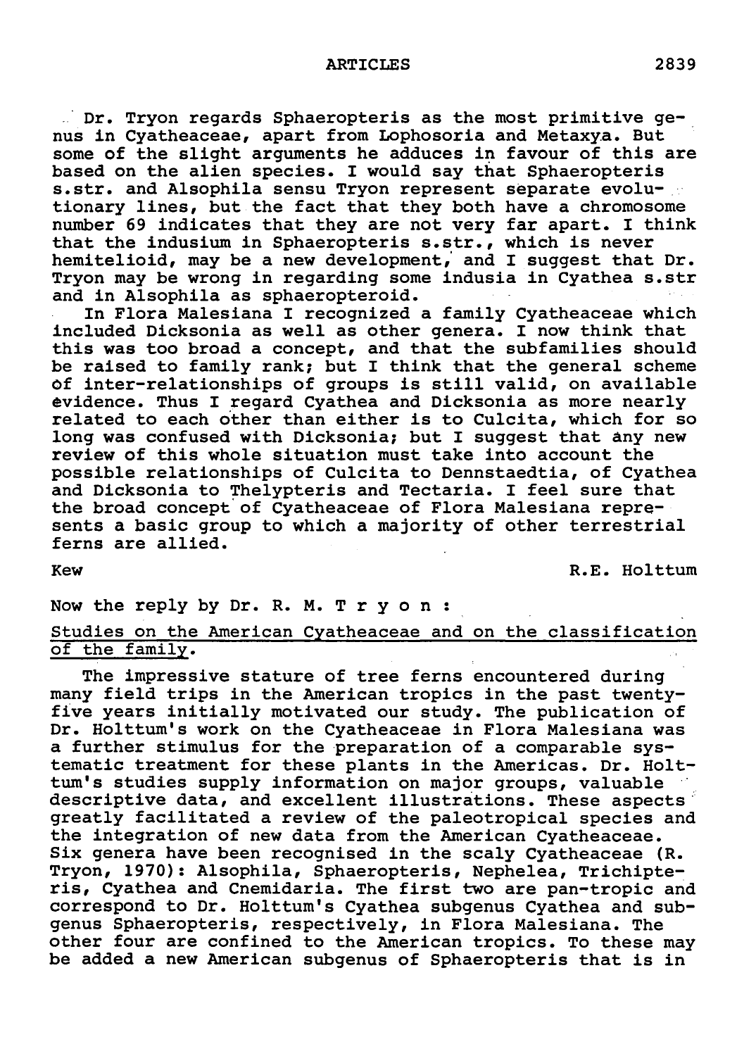Dr. Tryon regards Sphaeropteris as the most primitive genus in Cyatheaceae, apart from Lophosoria and Metaxya. But some of the slight arguments he adduces in favour of this are based on the alien species. I would say that Sphaeropteris s.str. and Alsophila sensu Tryon represent separate evolutionary lines, but the fact that they both have a chromosome number 69 indicates that they are not very far apart. I think that the indusium in Sphaeropteris s.str., which is never hemitelioid, may be a new development, and I suggest that Dr. Tryon may be wrong in regarding some indusia in Cyathea s.str and in Alsophila as sphaeropteroid.

In Flora Malesiana I recognized a family Cyatheaceae which included Dicksonia as well as other genera. I now think that this was too broad a concept, and that the subfamilies should be raised to family rank; but I think that the general scheme of inter-relationships of groups is still valid, on available evidence. Thus I regard Cyathea and Dicksonia as more nearly related to each other than either is to Culcita, which for so long was confused with Dicksonia; but I suggest that any new review of this whole situation must take into account the possible relationships of Culcita to Dennstaedtia, of Cyathea and Dicksonia to Thelypteris and Tectaria. I feel sure that the broad concept of Cyatheaceae of Flora Malesiana represents a basic group to which a majority of other terrestrial ferns are allied.

Kew R.E. Holttum

Now the reply by Dr. R. M. Tryon:

## Studies on the American Cyatheaceae and on the classification of the family.

The impressive stature of tree ferns encountered during many field trips in the American tropics in the past twenty-five years initially motivated our study. The publication of Dr. Holttum's work on the Cyatheaceae in Flora Malesiana was a further stimulus for the preparation of a comparable systematic treatment for these plants in the Americas. Dr. Holttum's studies supply information on major groups, valuable descriptive data, and excellent illustrations. These aspects greatly facilitated a review of the paleotropical species and the integration of new data from the American Cyatheaceae. Six genera have been recognised in the scaly Cyatheaceae (R. Tryon, 1970): Alsophila, Sphaeropteris, Nephelea, Trichipteris, Cyathea and Cnemidaria. The first two are pan-tropic and correspond to Dr. Holttum's Cyathea subgenus Cyathea and subgenus Sphaeropteris, respectively, in Flora Malesiana. The other four are confined to the American tropics. To these may be added a new American subgenus of Sphaeropteris that is in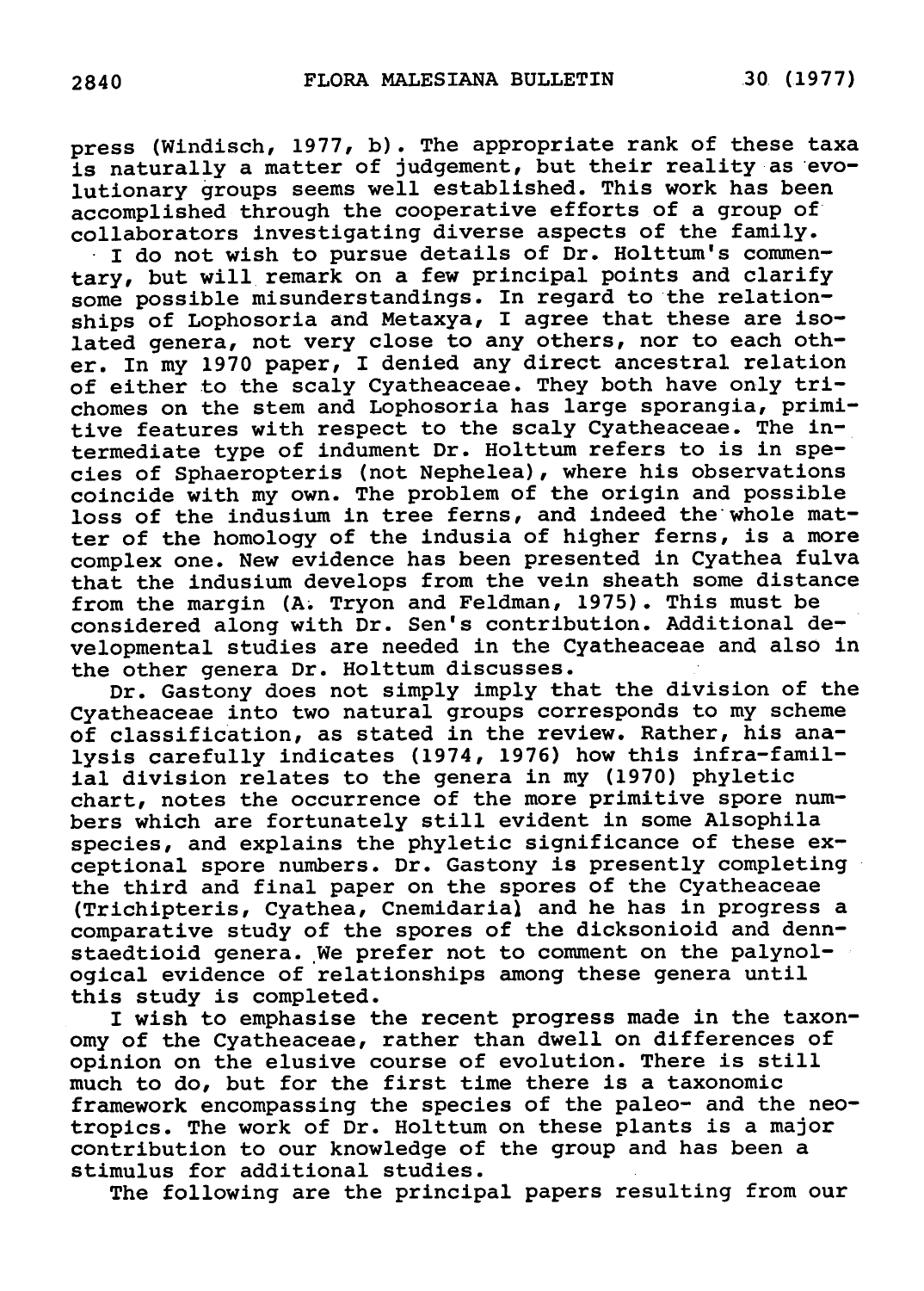press (Windisch, 1977, b). The appropriate rank of these taxa is naturally a matter of judgement, but their reality as evolutionary groups seems well established. This work has been accomplished through the cooperative efforts of a group of collaborators investigating diverse aspects of the family.

I do not wish to pursue details of Dr. Holttum's commentary, but will remark on a few principal points and clarify some possible misunderstandings. In regard to the relationships of Lophosoria and Metaxya, I agree that these are isolated genera, not very close to any others, nor to each other. In my 1970 paper, I denied any direct ancestral relation of either to the scaly Cyatheaceae. They both have only trichomes on the stem and Lophosoria has large sporangia, primitive features with respect to the scaly Cyatheaceae. The intermediate type of indument Dr. Holttum refers to is in species of Sphaeropteris (not Nephelea), where his observations coincide with my own. The problem of the origin and possible loss of the indusium in tree ferns, and indeed the whole matter of the homology of the indusia of higher ferns, is a more complex one. New evidence has been presented in Cyathea fulva that the indusium develops from the vein sheath some distance from the margin (A. Tryon and Feldman, 1975). This must be considered along with Dr. Sen's contribution. Additional developmental studies are needed in the Cyatheaceae and also in the other genera Dr. Holttum discusses.

Dr. Gastony does not simply imply that the division of the Cyatheaceae into two natural groups corresponds to my scheme of classification, as stated in the review. Rather, his analysis carefully indicates (1974, 1976) how this infra-familial division relates to the genera in my (1970) phyletic chart, notes the occurrence of the more primitive spore numbers which are fortunately still evident in some Alsophila species, and explains the phyletic significance of these exceptional spore numbers. Dr. Gastony is presently completing the third and final paper on the spores of the Cyatheaceae (Trichipteris, Cyathea, Cnemidaria) and he has in progress a comparative study of the spores of the dicksonioid and dennstaedtioid genera. We prefer not to comment on the palynological evidence of relationships among these genera until this study is completed.

I wish to emphasise the recent progress made in the taxonomy of the Cyatheaceae, rather than dwell on differences of opinion on the elusive course of evolution. There is still much to do, but for the first time there is a taxonomic framework encompassing the species of the paleo- and the neotropics. The work of Dr. Holttum on these plants is a major contribution to our knowledge of the group and has been a stimulus for additional studies.

The following are the principal papers resulting from our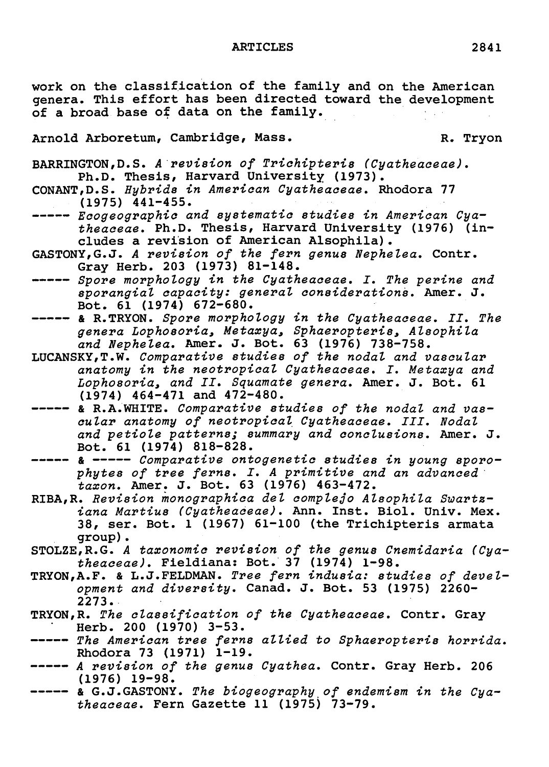work on the classification of the family and on the American genera. This effort has been directed toward the development of a broad base of data on the family.

Arnold Arboretum, Cambridge, Mass. R. Tryon

BARRINGTON, D.S. *A revision of Trichipteris (Cyatheaceae).* Ph.D. Thesis, Harvard University (1973).

CONANT, D.S. *Hybrids in American Cyatheaceae.* Rhodora 77 (1975) 441-455.

----- *Ecogeographic and systematic studies in American Cyatheaceae.* Ph.D. Thesis, Harvard University (1976) (includes a revision of American Alsophila).

GASTONY, G.J. *A revision of the fern genus Nephelea.* Contr. Gray Herb. 203 (1973) 81-148.

----- *Spore morphology in the Cyatheaceae. I. The perine and sporangial capacity: general considerations.* Amer. J. Bot. 61 (1974) 672-680.

----- & R.TRYON. *Spore morphology in the Cyatheaceae. II. The genera Lophosoria, Metaxya, Sphaeropteris, Alsophila and Nephelea.* Amer. J. Bot. 63 (1976) 738-758.

LUCANSKY, T.W. *Comparative studies of the nodal and vascular anatomy in the neotropical Cyatheaceae. I. Metaxya and Lophosoria, and II. Squamate genera.* Amer. J. Bot. 61 (1974) 464-471 and 472-480.

----- & R.A.WHITE. *Comparative studies of the nodal and vascular anatomy of neotropical Cyatheaceae. III. Nodal and petiole patterns; summary and conclusions.* Amer. J. Bot. 61 (1974) 818-828.

----- & ----- *Comparative ontogenetic studies in young sporophytes of tree ferns. I. A primitive and an advanced taxon.* Amer. J. Bot. 63 (1976) 463-472.

RIBA, R. *Revision monographica del complejo Alsophila Swartziana Martius (Cyatheaceae).* Ann. Inst. Biol. Univ. Mex. 38, ser. Bot. 1 (1967) 61-100 (the Trichipteris armata group).

STOLZE, R.G. *A taxonomic revision of the genus Cnemidaria (Cyatheaceae).* Fieldiana: Bot. 37 (1974) 1-98.

TRYON, A.F. & L.J.FELDMAN. *Tree fern indusia: studies of development and diversity.* Canad. J. Bot. 53 (1975) 2260-2273.

TRYON, R. *The classification of the Cyatheaceae.* Contr. Gray Herb. 200 (1970) 3-53.

----- *The American tree ferns allied to Sphaeropteris horrida.* Rhodora 73 (1971) 1-19.

----- *A revision of the genus Cyathea.* Contr. Gray Herb. 206 (1976) 19-98.

----- & G.J.GASTONY. *The biogeography of endemism in the Cyatheaceae.* Fern Gazette 11 (1975) 73-79.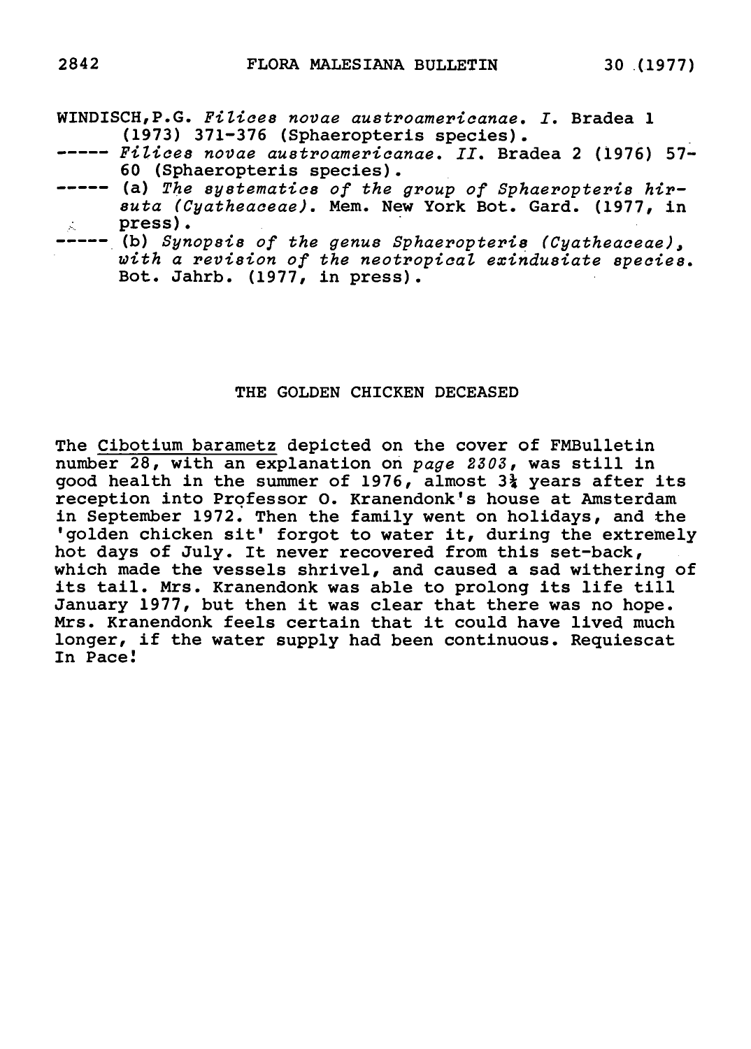WINDISCH, P.G. *Filices novae austroamericanae. I.* Bradea 1 (1973) 371-376 (Sphaeropteris species).

----- *Filices novae austroamericanae. II.* Bradea 2 (1976) 57-60 (Sphaeropteris species).

----- (a) *The systematics of the group of Sphaeropteris hirsuta (Cyatheaceae).* Mem. New York Bot. Gard. (1977, in press).

----- (b) *Synopsis of the genus Sphaeropteris (Cyatheaceae), with a revision of the neotropical exindusiate species.* Bot. Jahrb. (1977, in press).

## THE GOLDEN CHICKEN DECEASED

The Cibotium barametz depicted on the cover of FMBulletin number 28, with an explanation on *page 2303*, was still in good health in the summer of 1976, almost 3¾ years after its reception into Professor O. Kranendonk's house at Amsterdam in September 1972. Then the family went on holidays, and the 'golden chicken sit' forgot to water it, during the extremely hot days of July. It never recovered from this set-back, which made the vessels shrivel, and caused a sad withering of its tail. Mrs. Kranendonk was able to prolong its life till January 1977, but then it was clear that there was no hope. Mrs. Kranendonk feels certain that it could have lived much longer, if the water supply had been continuous. Requiescat In Pace!